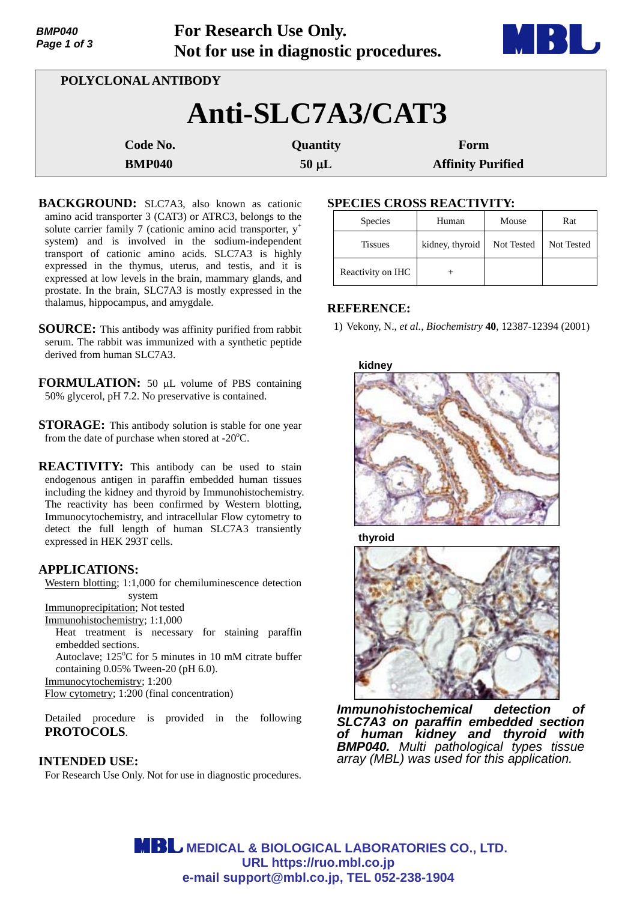**For Research Use Only.**
**Not for use in diagnostic procedures.**

**POLYCLONAL ANTIBODY**

# Anti-SLC7A3/CAT3

| Code No. | Quantity | Form |
|---|---|---|
| BMP040 | 50 μL | Affinity Purified |

**BACKGROUND:** SLC7A3, also known as cationic amino acid transporter 3 (CAT3) or ATRC3, belongs to the solute carrier family 7 (cationic amino acid transporter, $y^+$ system) and is involved in the sodium-independent transport of cationic amino acids. SLC7A3 is highly expressed in the thymus, uterus, and testis, and it is expressed at low levels in the brain, mammary glands, and prostate. In the brain, SLC7A3 is mostly expressed in the thalamus, hippocampus, and amygdale.

**SOURCE:** This antibody was affinity purified from rabbit serum. The rabbit was immunized with a synthetic peptide derived from human SLC7A3.

**FORMULATION:** 50 μL volume of PBS containing 50% glycerol, pH 7.2. No preservative is contained.

**STORAGE:** This antibody solution is stable for one year from the date of purchase when stored at -20°C.

**REACTIVITY:** This antibody can be used to stain endogenous antigen in paraffin embedded human tissues including the kidney and thyroid by Immunohistochemistry. The reactivity has been confirmed by Western blotting, Immunocytochemistry, and intracellular Flow cytometry to detect the full length of human SLC7A3 transiently expressed in HEK 293T cells.

**APPLICATIONS:**

Western blotting; 1:1,000 for chemiluminescence detection system
Immunoprecipitation; Not tested
Immunohistochemistry; 1:1,000
Heat treatment is necessary for staining paraffin embedded sections.
Autoclave; 125°C for 5 minutes in 10 mM citrate buffer containing 0.05% Tween-20 (pH 6.0).
Immunocytochemistry; 1:200
Flow cytometry; 1:200 (final concentration)

Detailed procedure is provided in the following **PROTOCOLS**.

**INTENDED USE:**
For Research Use Only. Not for use in diagnostic procedures.

**SPECIES CROSS REACTIVITY:**

| Species | Human | Mouse | Rat |
|---|---|---|---|
| Tissues | kidney, thyroid | Not Tested | Not Tested |
| Reactivity on IHC | + | | |

**REFERENCE:**

1) Vekony, N., *et al.*, *Biochemistry* **40**, 12387-12394 (2001)

kidney

thyroid

***Immunohistochemical detection of SLC7A3 on paraffin embedded section of human kidney and thyroid with BMP040.*** *Multi pathological types tissue array (MBL) was used for this application.*

**MEDICAL & BIOLOGICAL LABORATORIES CO., LTD.**
**URL https://ruo.mbl.co.jp**
**e-mail support@mbl.co.jp, TEL 052-238-1904**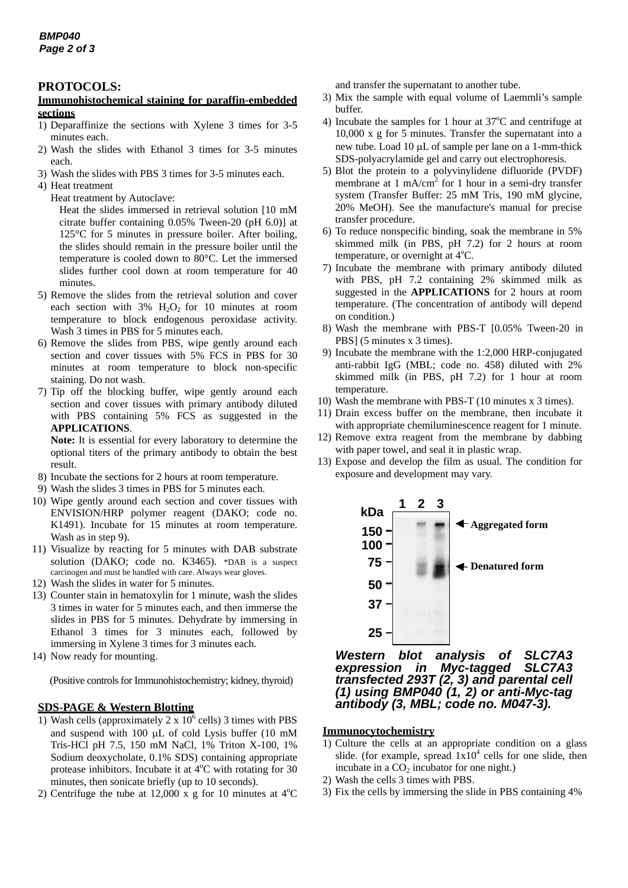## PROTOCOLS:

### Immunohistochemical staining for paraffin-embedded sections

1) Deparaffinize the sections with Xylene 3 times for 3-5 minutes each.
2) Wash the slides with Ethanol 3 times for 3-5 minutes each.
3) Wash the slides with PBS 3 times for 3-5 minutes each.
4) Heat treatment

   Heat treatment by Autoclave:

   Heat the slides immersed in retrieval solution [10 mM citrate buffer containing 0.05% Tween-20 (pH 6.0)] at 125°C for 5 minutes in pressure boiler. After boiling, the slides should remain in the pressure boiler until the temperature is cooled down to 80°C. Let the immersed slides further cool down at room temperature for 40 minutes.
5) Remove the slides from the retrieval solution and cover each section with 3% $H_2O_2$ for 10 minutes at room temperature to block endogenous peroxidase activity. Wash 3 times in PBS for 5 minutes each.
6) Remove the slides from PBS, wipe gently around each section and cover tissues with 5% FCS in PBS for 30 minutes at room temperature to block non-specific staining. Do not wash.
7) Tip off the blocking buffer, wipe gently around each section and cover tissues with primary antibody diluted with PBS containing 5% FCS as suggested in the **APPLICATIONS**.

   **Note:** It is essential for every laboratory to determine the optional titers of the primary antibody to obtain the best result.
8) Incubate the sections for 2 hours at room temperature.
9) Wash the slides 3 times in PBS for 5 minutes each.
10) Wipe gently around each section and cover tissues with ENVISION/HRP polymer reagent (DAKO; code no. K1491). Incubate for 15 minutes at room temperature. Wash as in step 9).
11) Visualize by reacting for 5 minutes with DAB substrate solution (DAKO; code no. K3465). *DAB is a suspect carcinogen and must be handled with care. Always wear gloves.
12) Wash the slides in water for 5 minutes.
13) Counter stain in hematoxylin for 1 minute, wash the slides 3 times in water for 5 minutes each, and then immerse the slides in PBS for 5 minutes. Dehydrate by immersing in Ethanol 3 times for 3 minutes each, followed by immersing in Xylene 3 times for 3 minutes each.
14) Now ready for mounting.

(Positive controls for Immunohistochemistry; kidney, thyroid)

### SDS-PAGE & Western Blotting

1) Wash cells (approximately 2 x $10^6$ cells) 3 times with PBS and suspend with 100 μL of cold Lysis buffer (10 mM Tris-HCl pH 7.5, 150 mM NaCl, 1% Triton X-100, 1% Sodium deoxycholate, 0.1% SDS) containing appropriate protease inhibitors. Incubate it at 4°C with rotating for 30 minutes, then sonicate briefly (up to 10 seconds).
2) Centrifuge the tube at 12,000 x g for 10 minutes at 4°C and transfer the supernatant to another tube.
3) Mix the sample with equal volume of Laemmli's sample buffer.
4) Incubate the samples for 1 hour at 37°C and centrifuge at 10,000 x g for 5 minutes. Transfer the supernatant into a new tube. Load 10 μL of sample per lane on a 1-mm-thick SDS-polyacrylamide gel and carry out electrophoresis.
5) Blot the protein to a polyvinylidene difluoride (PVDF) membrane at 1 mA/$cm^2$ for 1 hour in a semi-dry transfer system (Transfer Buffer: 25 mM Tris, 190 mM glycine, 20% MeOH). See the manufacture's manual for precise transfer procedure.
6) To reduce nonspecific binding, soak the membrane in 5% skimmed milk (in PBS, pH 7.2) for 2 hours at room temperature, or overnight at 4°C.
7) Incubate the membrane with primary antibody diluted with PBS, pH 7.2 containing 2% skimmed milk as suggested in the **APPLICATIONS** for 2 hours at room temperature. (The concentration of antibody will depend on condition.)
8) Wash the membrane with PBS-T [0.05% Tween-20 in PBS] (5 minutes x 3 times).
9) Incubate the membrane with the 1:2,000 HRP-conjugated anti-rabbit IgG (MBL; code no. 458) diluted with 2% skimmed milk (in PBS, pH 7.2) for 1 hour at room temperature.
10) Wash the membrane with PBS-T (10 minutes x 3 times).
11) Drain excess buffer on the membrane, then incubate it with appropriate chemiluminescence reagent for 1 minute.
12) Remove extra reagent from the membrane by dabbing with paper towel, and seal it in plastic wrap.
13) Expose and develop the film as usual. The condition for exposure and development may vary.

*Western blot analysis of SLC7A3 expression in Myc-tagged SLC7A3 transfected 293T (2, 3) and parental cell (1) using BMP040 (1, 2) or anti-Myc-tag antibody (3, MBL; code no. M047-3).*

### Immunocytochemistry

1) Culture the cells at an appropriate condition on a glass slide. (for example, spread 1x$10^4$ cells for one slide, then incubate in a $CO_2$ incubator for one night.)
2) Wash the cells 3 times with PBS.
3) Fix the cells by immersing the slide in PBS containing 4%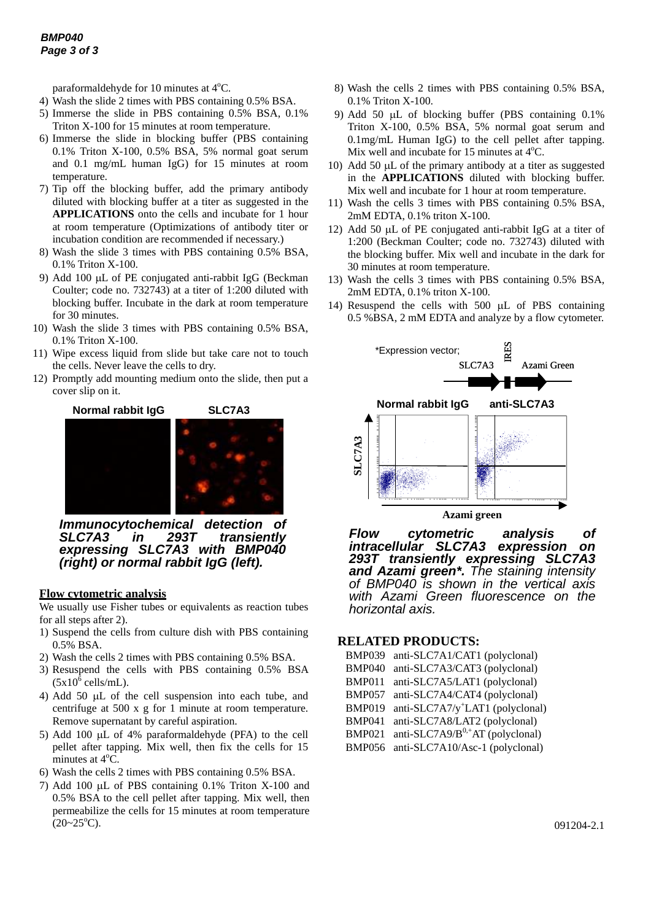paraformaldehyde for 10 minutes at 4°C.

4) Wash the slide 2 times with PBS containing 0.5% BSA.
5) Immerse the slide in PBS containing 0.5% BSA, 0.1% Triton X-100 for 15 minutes at room temperature.
6) Immerse the slide in blocking buffer (PBS containing 0.1% Triton X-100, 0.5% BSA, 5% normal goat serum and 0.1 mg/mL human IgG) for 15 minutes at room temperature.
7) Tip off the blocking buffer, add the primary antibody diluted with blocking buffer at a titer as suggested in the **APPLICATIONS** onto the cells and incubate for 1 hour at room temperature (Optimizations of antibody titer or incubation condition are recommended if necessary.)
8) Wash the slide 3 times with PBS containing 0.5% BSA, 0.1% Triton X-100.
9) Add 100 μL of PE conjugated anti-rabbit IgG (Beckman Coulter; code no. 732743) at a titer of 1:200 diluted with blocking buffer. Incubate in the dark at room temperature for 30 minutes.
10) Wash the slide 3 times with PBS containing 0.5% BSA, 0.1% Triton X-100.
11) Wipe excess liquid from slide but take care not to touch the cells. Never leave the cells to dry.
12) Promptly add mounting medium onto the slide, then put a cover slip on it.

Normal rabbit IgG
SLC7A3

***Immunocytochemical detection of SLC7A3 in 293T transiently expressing SLC7A3 with BMP040 (right) or normal rabbit IgG (left).***

## Flow cytometric analysis

We usually use Fisher tubes or equivalents as reaction tubes for all steps after 2).

1) Suspend the cells from culture dish with PBS containing 0.5% BSA.
2) Wash the cells 2 times with PBS containing 0.5% BSA.
3) Resuspend the cells with PBS containing 0.5% BSA ($5x10^6$ cells/mL).
4) Add 50 μL of the cell suspension into each tube, and centrifuge at 500 x g for 1 minute at room temperature. Remove supernatant by careful aspiration.
5) Add 100 μL of 4% paraformaldehyde (PFA) to the cell pellet after tapping. Mix well, then fix the cells for 15 minutes at 4°C.
6) Wash the cells 2 times with PBS containing 0.5% BSA.
7) Add 100 μL of PBS containing 0.1% Triton X-100 and 0.5% BSA to the cell pellet after tapping. Mix well, then permeabilize the cells for 15 minutes at room temperature (20~25°C).
8) Wash the cells 2 times with PBS containing 0.5% BSA, 0.1% Triton X-100.
9) Add 50 μL of blocking buffer (PBS containing 0.1% Triton X-100, 0.5% BSA, 5% normal goat serum and 0.1mg/mL Human IgG) to the cell pellet after tapping. Mix well and incubate for 15 minutes at 4°C.
10) Add 50 μL of the primary antibody at a titer as suggested in the **APPLICATIONS** diluted with blocking buffer. Mix well and incubate for 1 hour at room temperature.
11) Wash the cells 3 times with PBS containing 0.5% BSA, 2mM EDTA, 0.1% triton X-100.
12) Add 50 μL of PE conjugated anti-rabbit IgG at a titer of 1:200 (Beckman Coulter; code no. 732743) diluted with the blocking buffer. Mix well and incubate in the dark for 30 minutes at room temperature.
13) Wash the cells 3 times with PBS containing 0.5% BSA, 2mM EDTA, 0.1% triton X-100.
14) Resuspend the cells with 500 μL of PBS containing 0.5 %BSA, 2 mM EDTA and analyze by a flow cytometer.

*Expression vector;
SLC7A3
IRES
Azami Green

Normal rabbit IgG
anti-SLC7A3
SLC7A3
Azami green

***Flow cytometric analysis of intracellular SLC7A3 expression on 293T transiently expressing SLC7A3 and Azami green\*.*** *The staining intensity of BMP040 is shown in the vertical axis with Azami Green fluorescence on the horizontal axis.*

## RELATED PRODUCTS:

BMP039 anti-SLC7A1/CAT1 (polyclonal)
BMP040 anti-SLC7A3/CAT3 (polyclonal)
BMP011 anti-SLC7A5/LAT1 (polyclonal)
BMP057 anti-SLC7A4/CAT4 (polyclonal)
BMP019 anti-SLC7A7/$y^+$LAT1 (polyclonal)
BMP041 anti-SLC7A8/LAT2 (polyclonal)
BMP021 anti-SLC7A9/$B^{0,+}$AT (polyclonal)
BMP056 anti-SLC7A10/Asc-1 (polyclonal)

091204-2.1